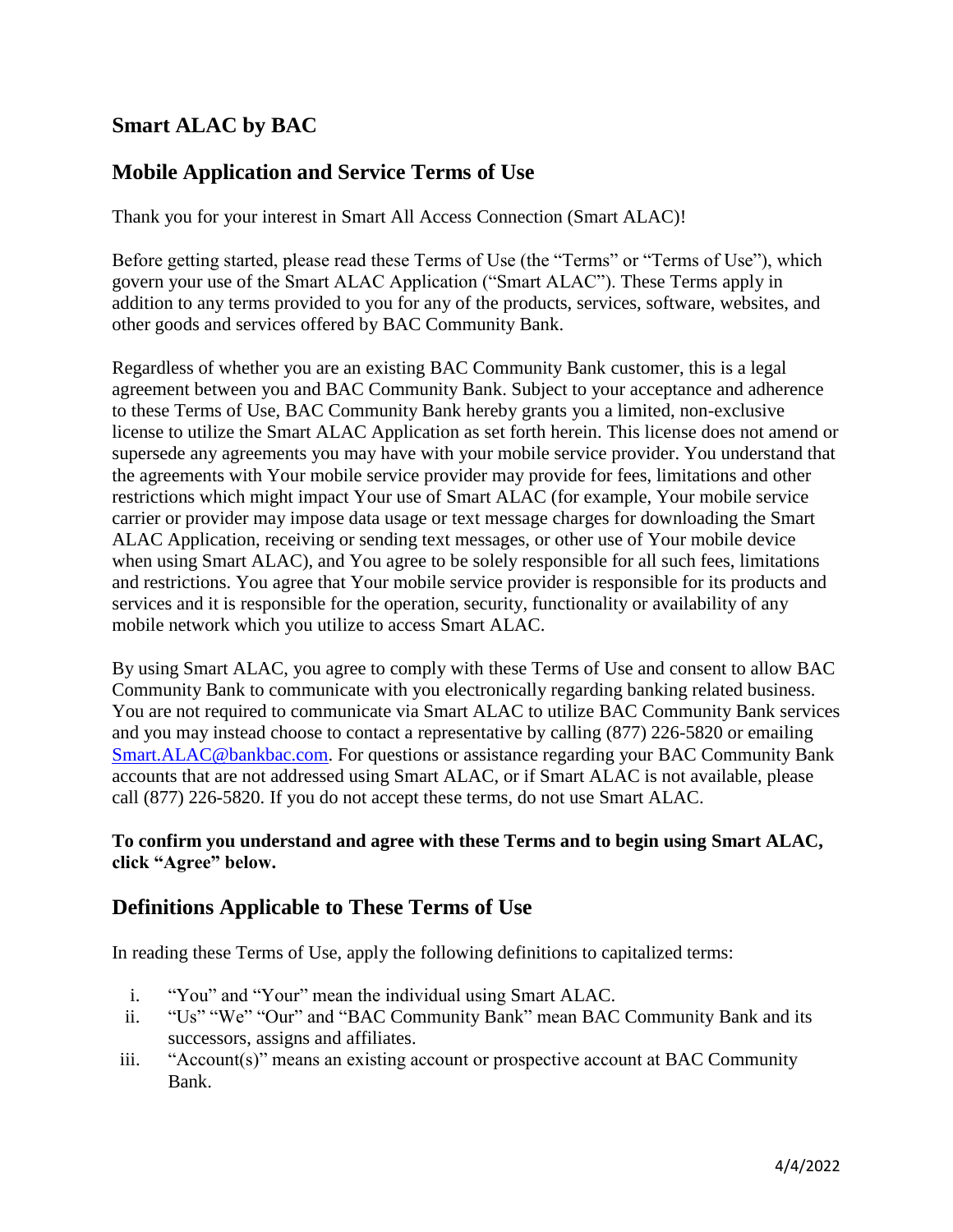## Smart ALAC by BAC

## Mobile Application and Service Terms of Use

Thank you for your interest in Smart All Access Connection (Smart ALAC)!

Before getting started, please read these Terms of Use (the "Terms" or "Terms of Use"), which govern your use of the Smart ALAC Application ("Smart ALAC"). These Terms apply in addition to any terms provided to you for any of the products, services, software, websites, and other goods and services offered by BAC Community Bank.

Regardless of whether you are an existing BAC Community Bank customer, this is a legal agreement between you and BAC Community Bank. Subject to your acceptance and adherence to these Terms of Use, BAC Community Bank hereby grants you a limited, non-exclusive license to utilize the Smart ALAC Application as set forth herein. This license does not amend or supersede any agreements you may have with your mobile service provider. You understand that the agreements with Your mobile service provider may provide for fees, limitations and other restrictions which might impact Your use of Smart ALAC (for example, Your mobile service carrier or provider may impose data usage or text message charges for downloading the Smart ALAC Application, receiving or sending text messages, or other use of Your mobile device when using Smart ALAC), and You agree to be solely responsible for all such fees, limitations and restrictions. You agree that Your mobile service provider is responsible for its products and services and it is responsible for the operation, security, functionality or availability of any mobile network which you utilize to access Smart ALAC.

By using Smart ALAC, you agree to comply with these Terms of Use and consent to allow BAC Community Bank to communicate with you electronically regarding banking related business. You are not required to communicate via Smart ALAC to utilize BAC Community Bank services and you may instead choose to contact a representative by calling (877) 226-5820 or emailing Smart.ALAC@bankbac.com. For questions or assistance regarding your BAC Community Bank accounts that are not addressed using Smart ALAC, or if Smart ALAC is not available, please call (877) 226-5820. If you do not accept these terms, do not use Smart ALAC.

**To confirm you understand and agree with these Terms and to begin using Smart ALAC, click "Agree" below.**

## Definitions Applicable to These Terms of Use

In reading these Terms of Use, apply the following definitions to capitalized terms:

i. "You" and "Your" mean the individual using Smart ALAC.
ii. "Us" "We" "Our" and "BAC Community Bank" mean BAC Community Bank and its successors, assigns and affiliates.
iii. "Account(s)" means an existing account or prospective account at BAC Community Bank.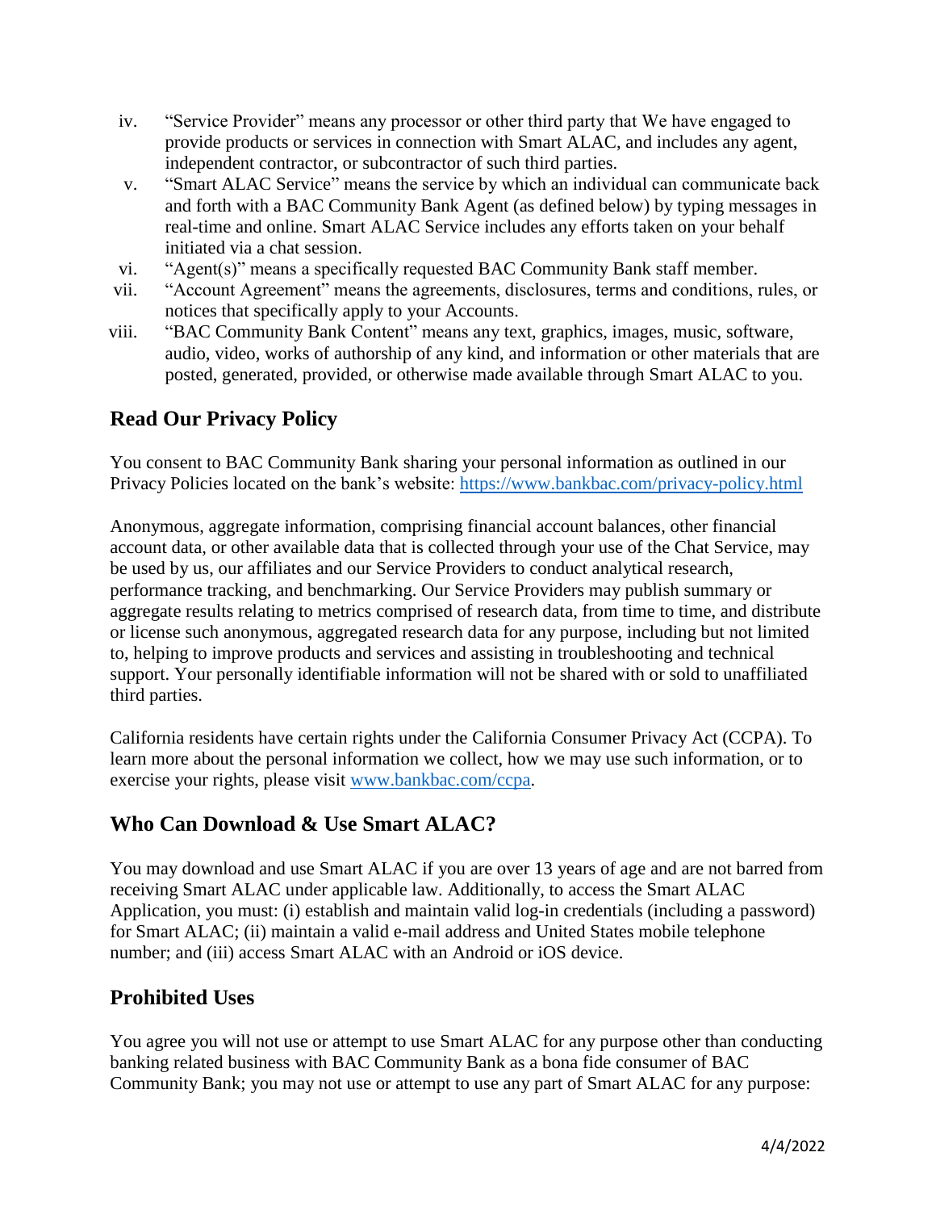iv. "Service Provider" means any processor or other third party that We have engaged to provide products or services in connection with Smart ALAC, and includes any agent, independent contractor, or subcontractor of such third parties.

v. "Smart ALAC Service" means the service by which an individual can communicate back and forth with a BAC Community Bank Agent (as defined below) by typing messages in real-time and online. Smart ALAC Service includes any efforts taken on your behalf initiated via a chat session.

vi. "Agent(s)" means a specifically requested BAC Community Bank staff member.

vii. "Account Agreement" means the agreements, disclosures, terms and conditions, rules, or notices that specifically apply to your Accounts.

viii. "BAC Community Bank Content" means any text, graphics, images, music, software, audio, video, works of authorship of any kind, and information or other materials that are posted, generated, provided, or otherwise made available through Smart ALAC to you.

## Read Our Privacy Policy

You consent to BAC Community Bank sharing your personal information as outlined in our Privacy Policies located on the bank's website: https://www.bankbac.com/privacy-policy.html

Anonymous, aggregate information, comprising financial account balances, other financial account data, or other available data that is collected through your use of the Chat Service, may be used by us, our affiliates and our Service Providers to conduct analytical research, performance tracking, and benchmarking. Our Service Providers may publish summary or aggregate results relating to metrics comprised of research data, from time to time, and distribute or license such anonymous, aggregated research data for any purpose, including but not limited to, helping to improve products and services and assisting in troubleshooting and technical support. Your personally identifiable information will not be shared with or sold to unaffiliated third parties.

California residents have certain rights under the California Consumer Privacy Act (CCPA). To learn more about the personal information we collect, how we may use such information, or to exercise your rights, please visit www.bankbac.com/ccpa.

## Who Can Download & Use Smart ALAC?

You may download and use Smart ALAC if you are over 13 years of age and are not barred from receiving Smart ALAC under applicable law. Additionally, to access the Smart ALAC Application, you must: (i) establish and maintain valid log-in credentials (including a password) for Smart ALAC; (ii) maintain a valid e-mail address and United States mobile telephone number; and (iii) access Smart ALAC with an Android or iOS device.

## Prohibited Uses

You agree you will not use or attempt to use Smart ALAC for any purpose other than conducting banking related business with BAC Community Bank as a bona fide consumer of BAC Community Bank; you may not use or attempt to use any part of Smart ALAC for any purpose: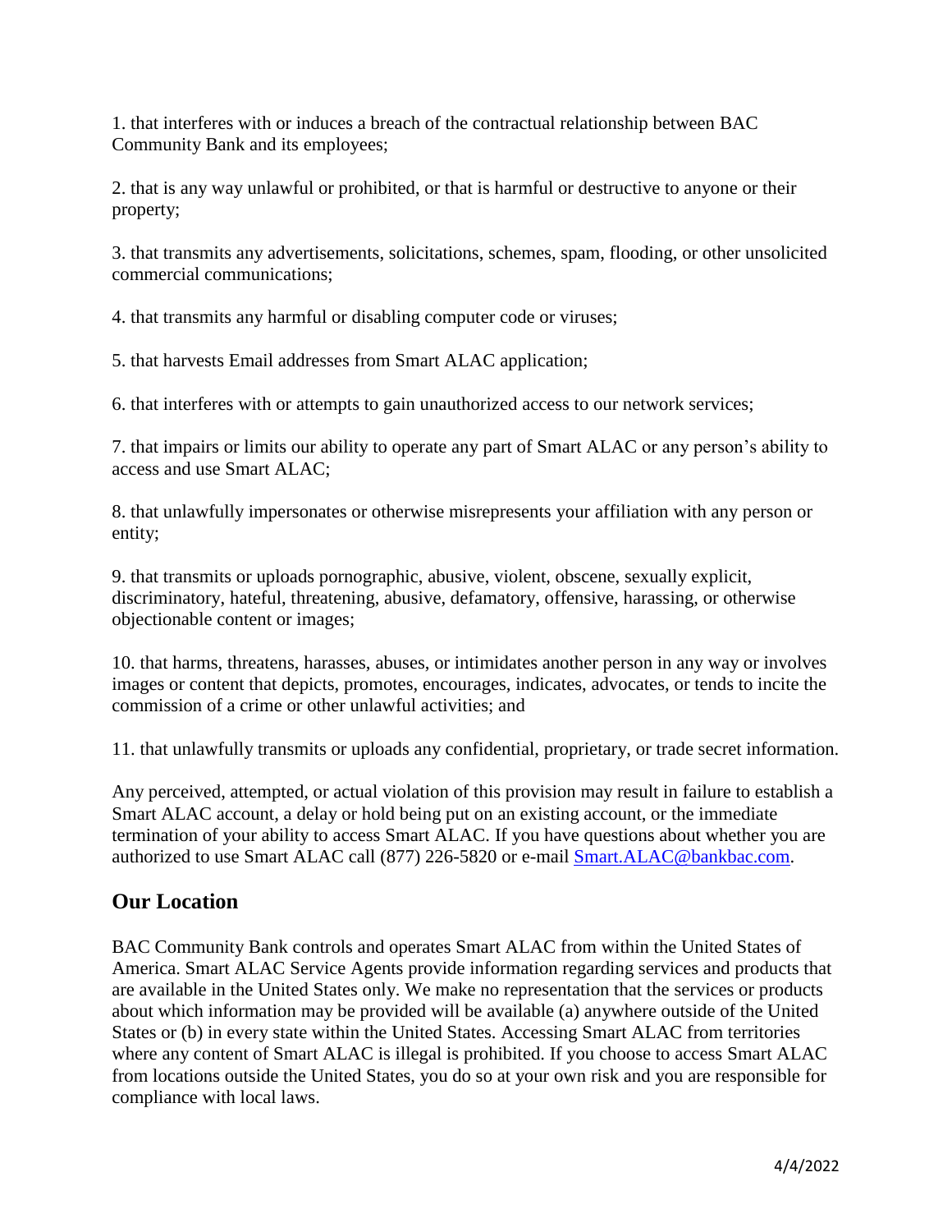1. that interferes with or induces a breach of the contractual relationship between BAC Community Bank and its employees;

2. that is any way unlawful or prohibited, or that is harmful or destructive to anyone or their property;

3. that transmits any advertisements, solicitations, schemes, spam, flooding, or other unsolicited commercial communications;

4. that transmits any harmful or disabling computer code or viruses;

5. that harvests Email addresses from Smart ALAC application;

6. that interferes with or attempts to gain unauthorized access to our network services;

7. that impairs or limits our ability to operate any part of Smart ALAC or any person's ability to access and use Smart ALAC;

8. that unlawfully impersonates or otherwise misrepresents your affiliation with any person or entity;

9. that transmits or uploads pornographic, abusive, violent, obscene, sexually explicit, discriminatory, hateful, threatening, abusive, defamatory, offensive, harassing, or otherwise objectionable content or images;

10. that harms, threatens, harasses, abuses, or intimidates another person in any way or involves images or content that depicts, promotes, encourages, indicates, advocates, or tends to incite the commission of a crime or other unlawful activities; and

11. that unlawfully transmits or uploads any confidential, proprietary, or trade secret information.

Any perceived, attempted, or actual violation of this provision may result in failure to establish a Smart ALAC account, a delay or hold being put on an existing account, or the immediate termination of your ability to access Smart ALAC. If you have questions about whether you are authorized to use Smart ALAC call (877) 226-5820 or e-mail [Smart.ALAC@bankbac.com](mailto:Smart.ALAC@bankbac.com).

## Our Location

BAC Community Bank controls and operates Smart ALAC from within the United States of America. Smart ALAC Service Agents provide information regarding services and products that are available in the United States only. We make no representation that the services or products about which information may be provided will be available (a) anywhere outside of the United States or (b) in every state within the United States. Accessing Smart ALAC from territories where any content of Smart ALAC is illegal is prohibited. If you choose to access Smart ALAC from locations outside the United States, you do so at your own risk and you are responsible for compliance with local laws.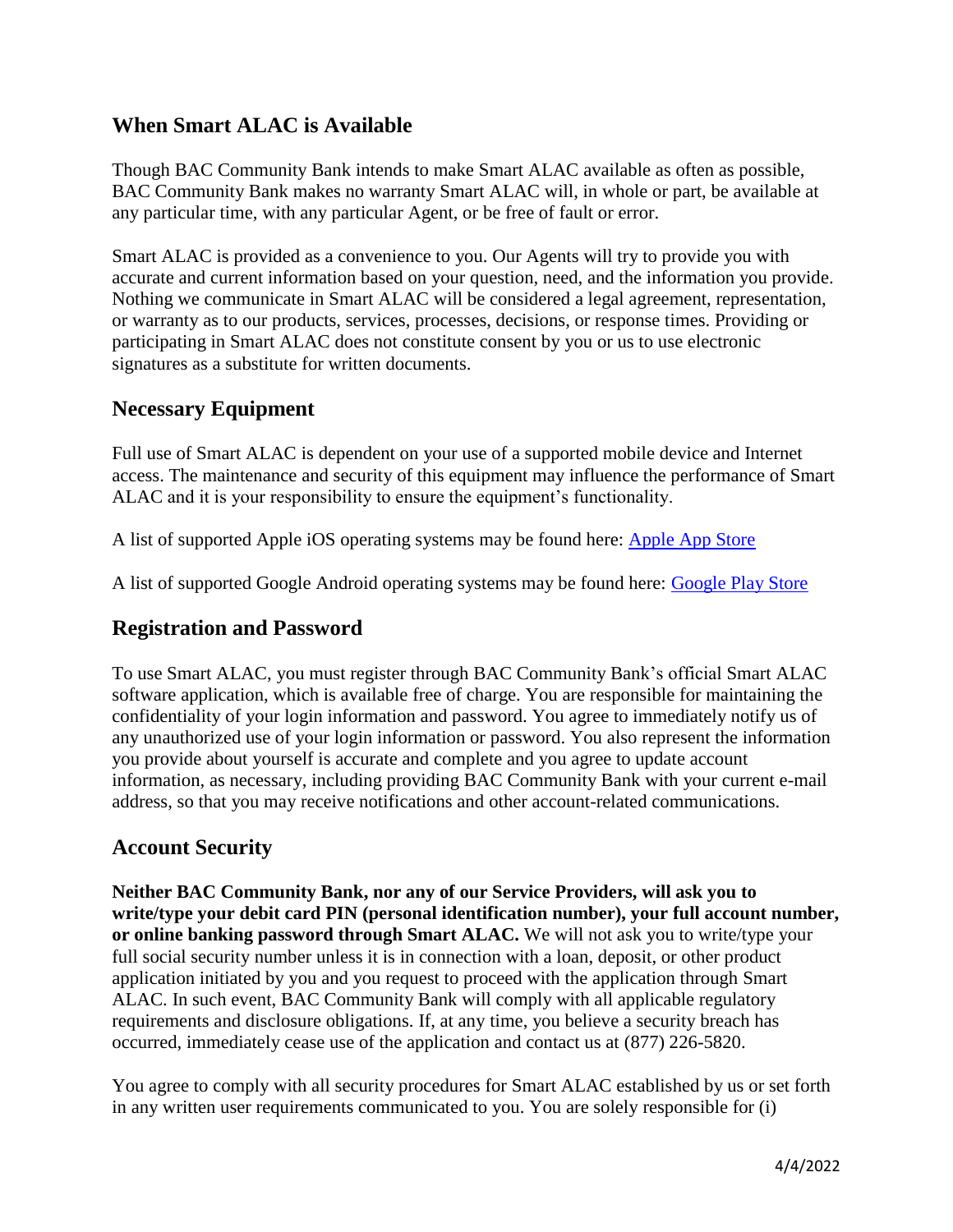## When Smart ALAC is Available

Though BAC Community Bank intends to make Smart ALAC available as often as possible, BAC Community Bank makes no warranty Smart ALAC will, in whole or part, be available at any particular time, with any particular Agent, or be free of fault or error.

Smart ALAC is provided as a convenience to you. Our Agents will try to provide you with accurate and current information based on your question, need, and the information you provide. Nothing we communicate in Smart ALAC will be considered a legal agreement, representation, or warranty as to our products, services, processes, decisions, or response times. Providing or participating in Smart ALAC does not constitute consent by you or us to use electronic signatures as a substitute for written documents.

## Necessary Equipment

Full use of Smart ALAC is dependent on your use of a supported mobile device and Internet access. The maintenance and security of this equipment may influence the performance of Smart ALAC and it is your responsibility to ensure the equipment's functionality.

A list of supported Apple iOS operating systems may be found here: Apple App Store

A list of supported Google Android operating systems may be found here: Google Play Store

## Registration and Password

To use Smart ALAC, you must register through BAC Community Bank's official Smart ALAC software application, which is available free of charge. You are responsible for maintaining the confidentiality of your login information and password. You agree to immediately notify us of any unauthorized use of your login information or password. You also represent the information you provide about yourself is accurate and complete and you agree to update account information, as necessary, including providing BAC Community Bank with your current e-mail address, so that you may receive notifications and other account-related communications.

## Account Security

**Neither BAC Community Bank, nor any of our Service Providers, will ask you to write/type your debit card PIN (personal identification number), your full account number, or online banking password through Smart ALAC.** We will not ask you to write/type your full social security number unless it is in connection with a loan, deposit, or other product application initiated by you and you request to proceed with the application through Smart ALAC. In such event, BAC Community Bank will comply with all applicable regulatory requirements and disclosure obligations. If, at any time, you believe a security breach has occurred, immediately cease use of the application and contact us at (877) 226-5820.

You agree to comply with all security procedures for Smart ALAC established by us or set forth in any written user requirements communicated to you. You are solely responsible for (i)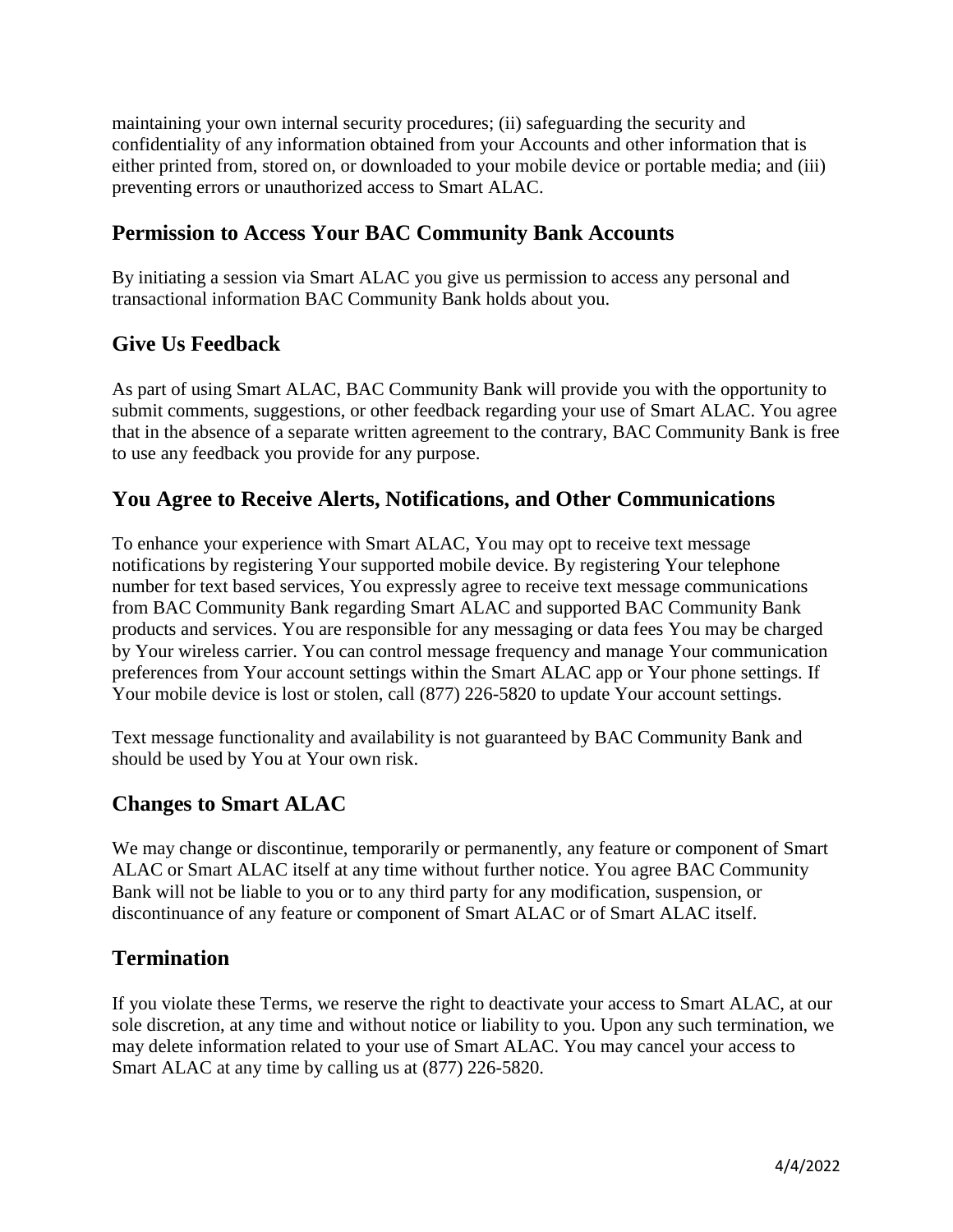maintaining your own internal security procedures; (ii) safeguarding the security and confidentiality of any information obtained from your Accounts and other information that is either printed from, stored on, or downloaded to your mobile device or portable media; and (iii) preventing errors or unauthorized access to Smart ALAC.

## Permission to Access Your BAC Community Bank Accounts

By initiating a session via Smart ALAC you give us permission to access any personal and transactional information BAC Community Bank holds about you.

## Give Us Feedback

As part of using Smart ALAC, BAC Community Bank will provide you with the opportunity to submit comments, suggestions, or other feedback regarding your use of Smart ALAC. You agree that in the absence of a separate written agreement to the contrary, BAC Community Bank is free to use any feedback you provide for any purpose.

## You Agree to Receive Alerts, Notifications, and Other Communications

To enhance your experience with Smart ALAC, You may opt to receive text message notifications by registering Your supported mobile device. By registering Your telephone number for text based services, You expressly agree to receive text message communications from BAC Community Bank regarding Smart ALAC and supported BAC Community Bank products and services. You are responsible for any messaging or data fees You may be charged by Your wireless carrier. You can control message frequency and manage Your communication preferences from Your account settings within the Smart ALAC app or Your phone settings. If Your mobile device is lost or stolen, call (877) 226-5820 to update Your account settings.

Text message functionality and availability is not guaranteed by BAC Community Bank and should be used by You at Your own risk.

## Changes to Smart ALAC

We may change or discontinue, temporarily or permanently, any feature or component of Smart ALAC or Smart ALAC itself at any time without further notice. You agree BAC Community Bank will not be liable to you or to any third party for any modification, suspension, or discontinuance of any feature or component of Smart ALAC or of Smart ALAC itself.

## Termination

If you violate these Terms, we reserve the right to deactivate your access to Smart ALAC, at our sole discretion, at any time and without notice or liability to you. Upon any such termination, we may delete information related to your use of Smart ALAC. You may cancel your access to Smart ALAC at any time by calling us at (877) 226-5820.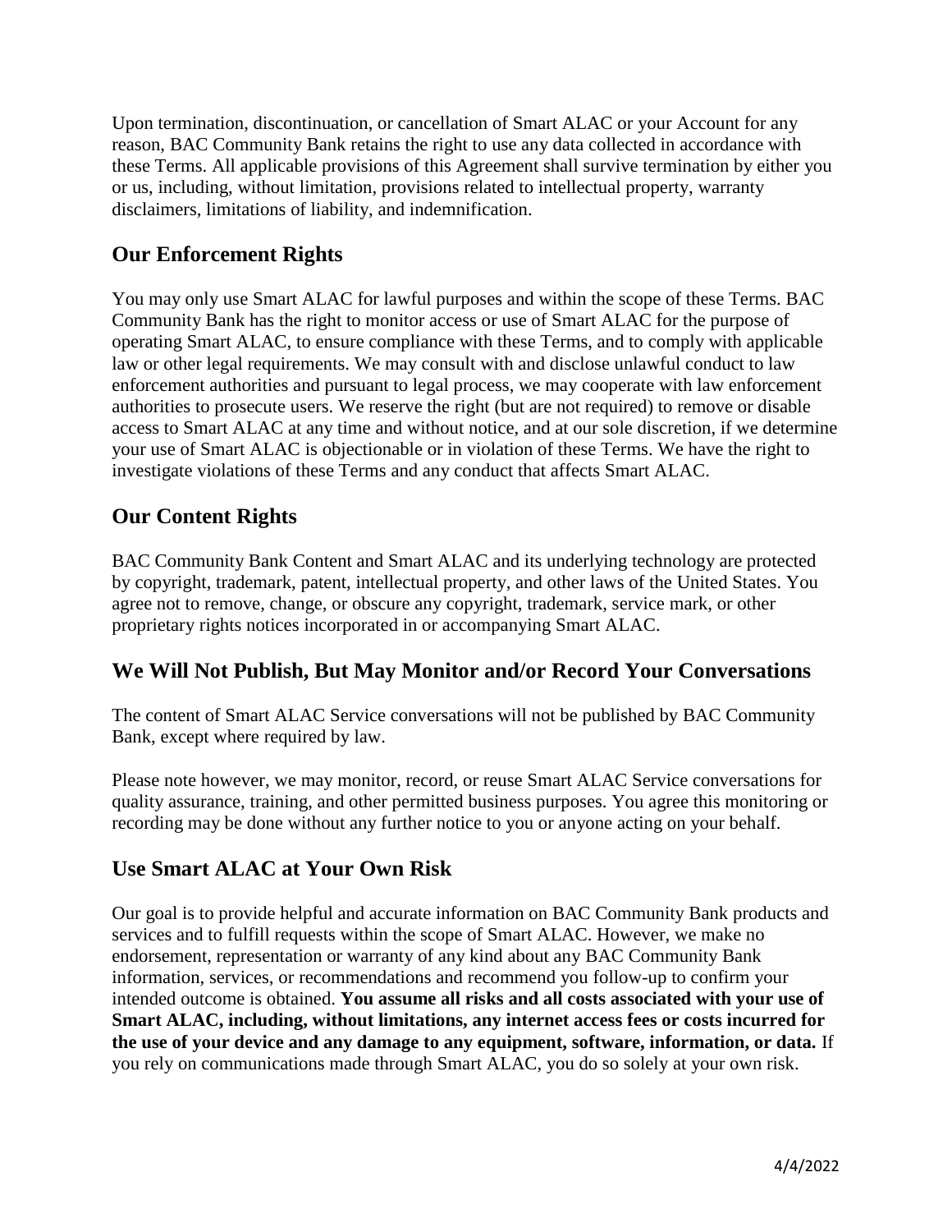Upon termination, discontinuation, or cancellation of Smart ALAC or your Account for any reason, BAC Community Bank retains the right to use any data collected in accordance with these Terms. All applicable provisions of this Agreement shall survive termination by either you or us, including, without limitation, provisions related to intellectual property, warranty disclaimers, limitations of liability, and indemnification.

## Our Enforcement Rights

You may only use Smart ALAC for lawful purposes and within the scope of these Terms. BAC Community Bank has the right to monitor access or use of Smart ALAC for the purpose of operating Smart ALAC, to ensure compliance with these Terms, and to comply with applicable law or other legal requirements. We may consult with and disclose unlawful conduct to law enforcement authorities and pursuant to legal process, we may cooperate with law enforcement authorities to prosecute users. We reserve the right (but are not required) to remove or disable access to Smart ALAC at any time and without notice, and at our sole discretion, if we determine your use of Smart ALAC is objectionable or in violation of these Terms. We have the right to investigate violations of these Terms and any conduct that affects Smart ALAC.

## Our Content Rights

BAC Community Bank Content and Smart ALAC and its underlying technology are protected by copyright, trademark, patent, intellectual property, and other laws of the United States. You agree not to remove, change, or obscure any copyright, trademark, service mark, or other proprietary rights notices incorporated in or accompanying Smart ALAC.

## We Will Not Publish, But May Monitor and/or Record Your Conversations

The content of Smart ALAC Service conversations will not be published by BAC Community Bank, except where required by law.

Please note however, we may monitor, record, or reuse Smart ALAC Service conversations for quality assurance, training, and other permitted business purposes. You agree this monitoring or recording may be done without any further notice to you or anyone acting on your behalf.

## Use Smart ALAC at Your Own Risk

Our goal is to provide helpful and accurate information on BAC Community Bank products and services and to fulfill requests within the scope of Smart ALAC. However, we make no endorsement, representation or warranty of any kind about any BAC Community Bank information, services, or recommendations and recommend you follow-up to confirm your intended outcome is obtained. **You assume all risks and all costs associated with your use of Smart ALAC, including, without limitations, any internet access fees or costs incurred for the use of your device and any damage to any equipment, software, information, or data.** If you rely on communications made through Smart ALAC, you do so solely at your own risk.

4/4/2022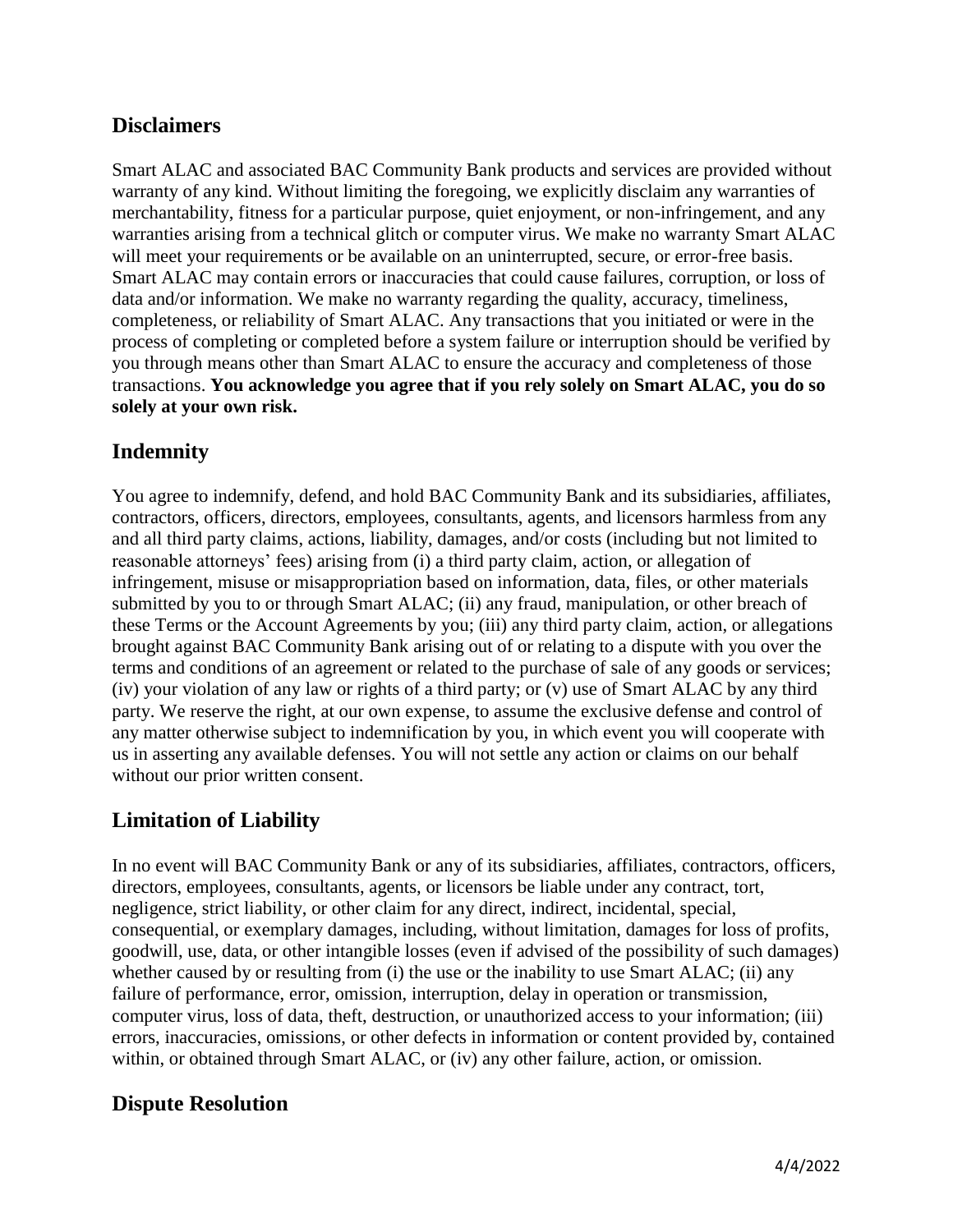## Disclaimers

Smart ALAC and associated BAC Community Bank products and services are provided without warranty of any kind. Without limiting the foregoing, we explicitly disclaim any warranties of merchantability, fitness for a particular purpose, quiet enjoyment, or non-infringement, and any warranties arising from a technical glitch or computer virus. We make no warranty Smart ALAC will meet your requirements or be available on an uninterrupted, secure, or error-free basis. Smart ALAC may contain errors or inaccuracies that could cause failures, corruption, or loss of data and/or information. We make no warranty regarding the quality, accuracy, timeliness, completeness, or reliability of Smart ALAC. Any transactions that you initiated or were in the process of completing or completed before a system failure or interruption should be verified by you through means other than Smart ALAC to ensure the accuracy and completeness of those transactions. **You acknowledge you agree that if you rely solely on Smart ALAC, you do so solely at your own risk.**

## Indemnity

You agree to indemnify, defend, and hold BAC Community Bank and its subsidiaries, affiliates, contractors, officers, directors, employees, consultants, agents, and licensors harmless from any and all third party claims, actions, liability, damages, and/or costs (including but not limited to reasonable attorneys' fees) arising from (i) a third party claim, action, or allegation of infringement, misuse or misappropriation based on information, data, files, or other materials submitted by you to or through Smart ALAC; (ii) any fraud, manipulation, or other breach of these Terms or the Account Agreements by you; (iii) any third party claim, action, or allegations brought against BAC Community Bank arising out of or relating to a dispute with you over the terms and conditions of an agreement or related to the purchase of sale of any goods or services; (iv) your violation of any law or rights of a third party; or (v) use of Smart ALAC by any third party. We reserve the right, at our own expense, to assume the exclusive defense and control of any matter otherwise subject to indemnification by you, in which event you will cooperate with us in asserting any available defenses. You will not settle any action or claims on our behalf without our prior written consent.

## Limitation of Liability

In no event will BAC Community Bank or any of its subsidiaries, affiliates, contractors, officers, directors, employees, consultants, agents, or licensors be liable under any contract, tort, negligence, strict liability, or other claim for any direct, indirect, incidental, special, consequential, or exemplary damages, including, without limitation, damages for loss of profits, goodwill, use, data, or other intangible losses (even if advised of the possibility of such damages) whether caused by or resulting from (i) the use or the inability to use Smart ALAC; (ii) any failure of performance, error, omission, interruption, delay in operation or transmission, computer virus, loss of data, theft, destruction, or unauthorized access to your information; (iii) errors, inaccuracies, omissions, or other defects in information or content provided by, contained within, or obtained through Smart ALAC, or (iv) any other failure, action, or omission.

## Dispute Resolution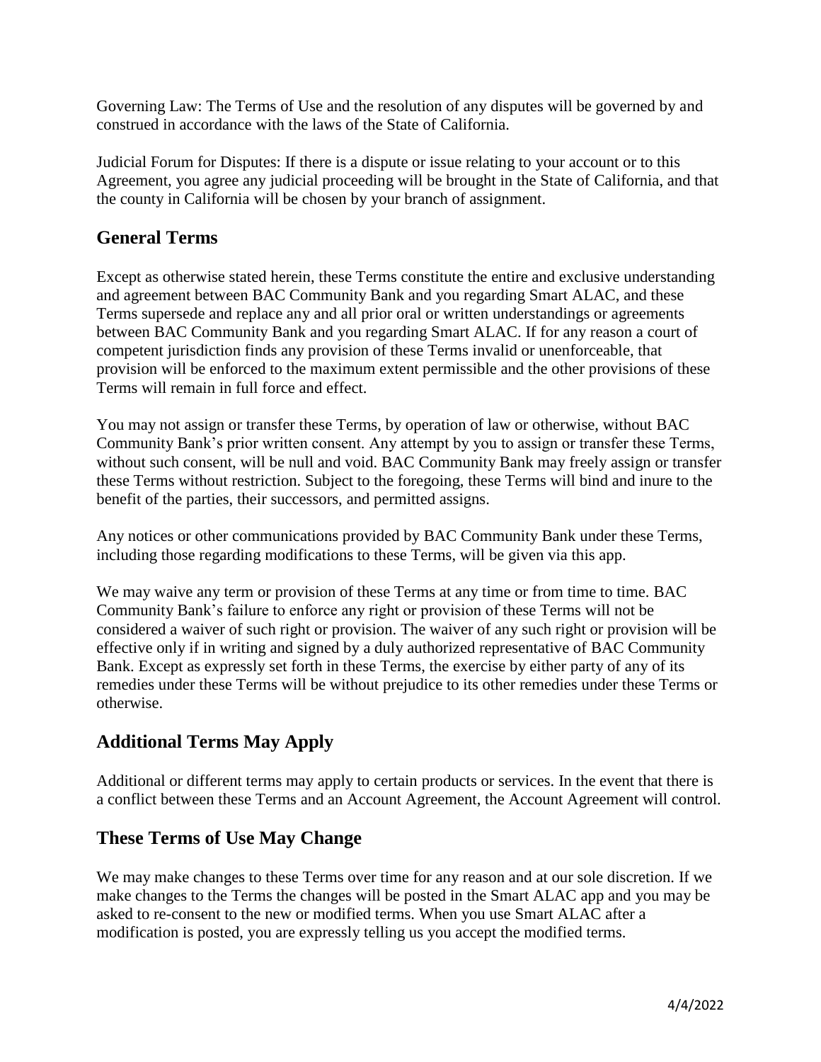Governing Law: The Terms of Use and the resolution of any disputes will be governed by and construed in accordance with the laws of the State of California.

Judicial Forum for Disputes: If there is a dispute or issue relating to your account or to this Agreement, you agree any judicial proceeding will be brought in the State of California, and that the county in California will be chosen by your branch of assignment.

## General Terms

Except as otherwise stated herein, these Terms constitute the entire and exclusive understanding and agreement between BAC Community Bank and you regarding Smart ALAC, and these Terms supersede and replace any and all prior oral or written understandings or agreements between BAC Community Bank and you regarding Smart ALAC. If for any reason a court of competent jurisdiction finds any provision of these Terms invalid or unenforceable, that provision will be enforced to the maximum extent permissible and the other provisions of these Terms will remain in full force and effect.

You may not assign or transfer these Terms, by operation of law or otherwise, without BAC Community Bank's prior written consent. Any attempt by you to assign or transfer these Terms, without such consent, will be null and void. BAC Community Bank may freely assign or transfer these Terms without restriction. Subject to the foregoing, these Terms will bind and inure to the benefit of the parties, their successors, and permitted assigns.

Any notices or other communications provided by BAC Community Bank under these Terms, including those regarding modifications to these Terms, will be given via this app.

We may waive any term or provision of these Terms at any time or from time to time. BAC Community Bank's failure to enforce any right or provision of these Terms will not be considered a waiver of such right or provision. The waiver of any such right or provision will be effective only if in writing and signed by a duly authorized representative of BAC Community Bank. Except as expressly set forth in these Terms, the exercise by either party of any of its remedies under these Terms will be without prejudice to its other remedies under these Terms or otherwise.

## Additional Terms May Apply

Additional or different terms may apply to certain products or services. In the event that there is a conflict between these Terms and an Account Agreement, the Account Agreement will control.

## These Terms of Use May Change

We may make changes to these Terms over time for any reason and at our sole discretion. If we make changes to the Terms the changes will be posted in the Smart ALAC app and you may be asked to re-consent to the new or modified terms. When you use Smart ALAC after a modification is posted, you are expressly telling us you accept the modified terms.

4/4/2022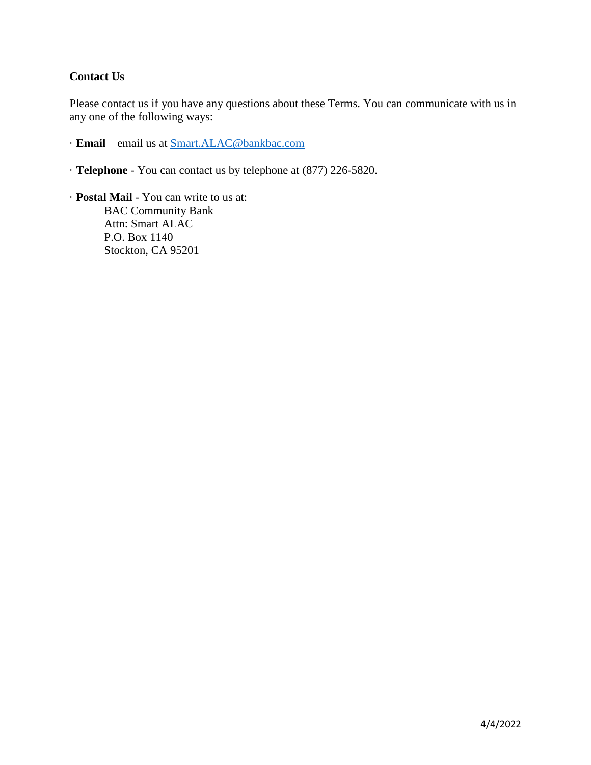**Contact Us**

Please contact us if you have any questions about these Terms. You can communicate with us in any one of the following ways:

· **Email** – email us at Smart.ALAC@bankbac.com

· **Telephone** - You can contact us by telephone at (877) 226-5820.

· **Postal Mail** - You can write to us at:

BAC Community Bank
Attn: Smart ALAC
P.O. Box 1140
Stockton, CA 95201

4/4/2022